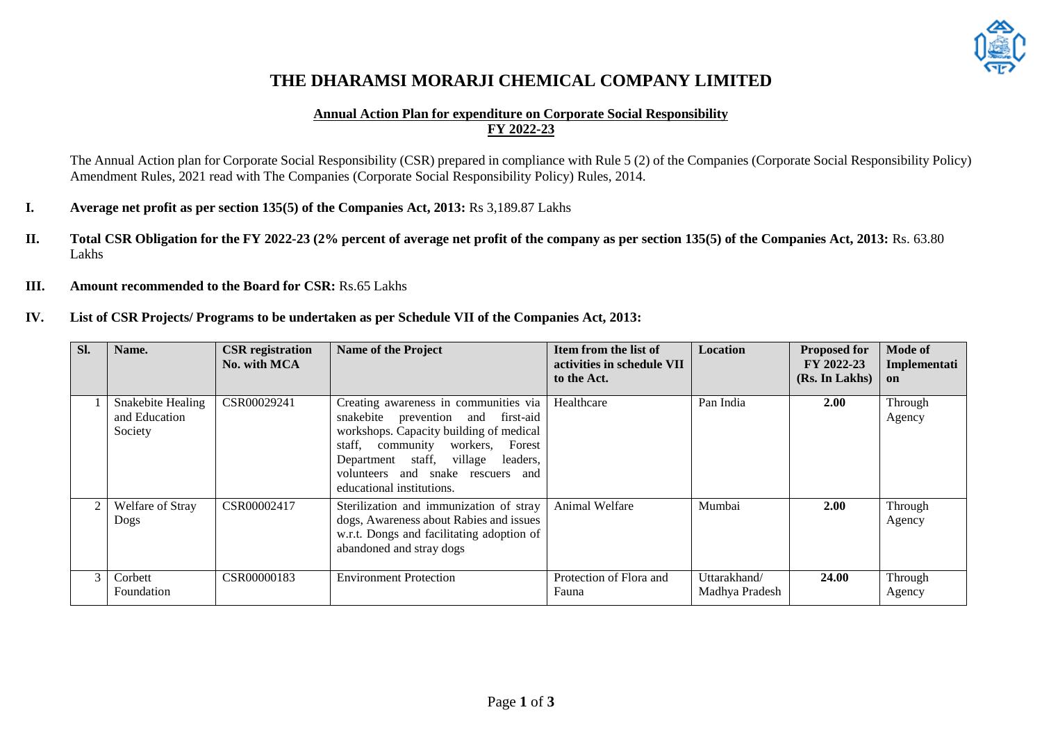# THE DHARAMSI MORARJI CHEMICAL COMPANY LIMITED

## Annual Action Plan for expenditure on Corporate Social Responsibility FY 2022-23

The Annual Action plan for Corporate Social Responsibility (CSR) prepared in compliance with Rule 5 (2) of the Companies (Corporate Social Responsibility Policy) Amendment Rules, 2021 read with The Companies (Corporate Social Responsibility Policy) Rules, 2014.

**I. Average net profit as per section 135(5) of the Companies Act, 2013:** Rs 3,189.87 Lakhs

**II. Total CSR Obligation for the FY 2022-23 (2% percent of average net profit of the company as per section 135(5) of the Companies Act, 2013:** Rs. 63.80 Lakhs

**III. Amount recommended to the Board for CSR:** Rs.65 Lakhs

**IV. List of CSR Projects/ Programs to be undertaken as per Schedule VII of the Companies Act, 2013:**

| Sl. | Name. | CSR registration No. with MCA | Name of the Project | Item from the list of activities in schedule VII to the Act. | Location | Proposed for FY 2022-23 (Rs. In Lakhs) | Mode of Implementation |
|---|---|---|---|---|---|---|---|
| 1 | Snakebite Healing and Education Society | CSR00029241 | Creating awareness in communities via snakebite prevention and first-aid workshops. Capacity building of medical staff, community workers, Forest Department staff, village leaders, volunteers and snake rescuers and educational institutions. | Healthcare | Pan India | **2.00** | Through Agency |
| 2 | Welfare of Stray Dogs | CSR00002417 | Sterilization and immunization of stray dogs, Awareness about Rabies and issues w.r.t. Dongs and facilitating adoption of abandoned and stray dogs | Animal Welfare | Mumbai | **2.00** | Through Agency |
| 3 | Corbett Foundation | CSR00000183 | Environment Protection | Protection of Flora and Fauna | Uttarakhand/ Madhya Pradesh | **24.00** | Through Agency |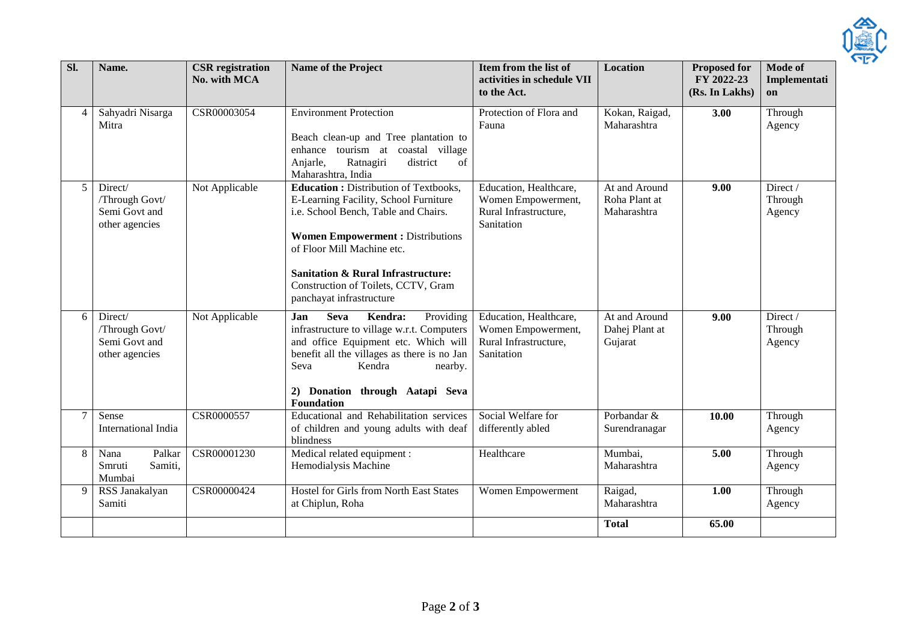| Sl. | Name. | CSR registration No. with MCA | Name of the Project | Item from the list of activities in schedule VII to the Act. | Location | Proposed for FY 2022-23 (Rs. In Lakhs) | Mode of Implementation |
|---|---|---|---|---|---|---|---|
| 4 | Sahyadri Nisarga Mitra | CSR00003054 | Environment Protection<br><br>Beach clean-up and Tree plantation to enhance tourism at coastal village Anjarle, Ratnagiri district of Maharashtra, India | Protection of Flora and Fauna | Kokan, Raigad, Maharashtra | **3.00** | Through Agency |
| 5 | Direct/ /Through Govt/ Semi Govt and other agencies | Not Applicable | **Education :** Distribution of Textbooks, E-Learning Facility, School Furniture i.e. School Bench, Table and Chairs.<br><br>**Women Empowerment :** Distributions of Floor Mill Machine etc.<br><br>**Sanitation & Rural Infrastructure:** Construction of Toilets, CCTV, Gram panchayat infrastructure | Education, Healthcare, Women Empowerment, Rural Infrastructure, Sanitation | At and Around Roha Plant at Maharashtra | **9.00** | Direct / Through Agency |
| 6 | Direct/ /Through Govt/ Semi Govt and other agencies | Not Applicable | **Jan Seva Kendra:** Providing infrastructure to village w.r.t. Computers and office Equipment etc. Which will benefit all the villages as there is no Jan Seva Kendra nearby.<br><br>**2) Donation through Aatapi Seva Foundation** | Education, Healthcare, Women Empowerment, Rural Infrastructure, Sanitation | At and Around Dahej Plant at Gujarat | **9.00** | Direct / Through Agency |
| 7 | Sense International India | CSR0000557 | Educational and Rehabilitation services of children and young adults with deaf blindness | Social Welfare for differently abled | Porbandar & Surendranagar | **10.00** | Through Agency |
| 8 | Nana Palkar Smruti Samiti, Mumbai | CSR00001230 | Medical related equipment : Hemodialysis Machine | Healthcare | Mumbai, Maharashtra | **5.00** | Through Agency |
| 9 | RSS Janakalyan Samiti | CSR00000424 | Hostel for Girls from North East States at Chiplun, Roha | Women Empowerment | Raigad, Maharashtra | **1.00** | Through Agency |
| | | | | | **Total** | **65.00** | |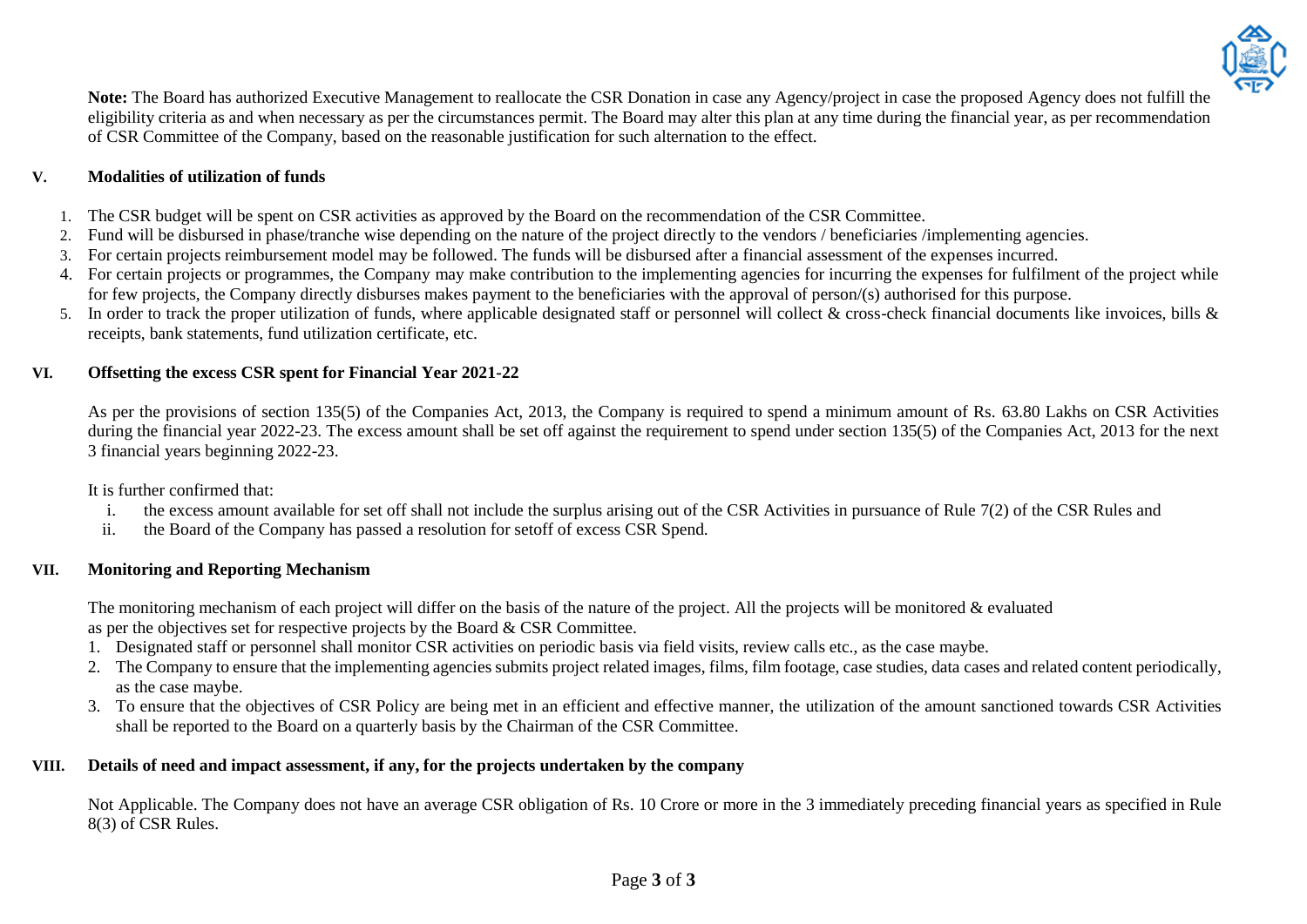**Note:** The Board has authorized Executive Management to reallocate the CSR Donation in case any Agency/project in case the proposed Agency does not fulfill the eligibility criteria as and when necessary as per the circumstances permit. The Board may alter this plan at any time during the financial year, as per recommendation of CSR Committee of the Company, based on the reasonable justification for such alternation to the effect.

## V. Modalities of utilization of funds

1. The CSR budget will be spent on CSR activities as approved by the Board on the recommendation of the CSR Committee.
2. Fund will be disbursed in phase/tranche wise depending on the nature of the project directly to the vendors / beneficiaries /implementing agencies.
3. For certain projects reimbursement model may be followed. The funds will be disbursed after a financial assessment of the expenses incurred.
4. For certain projects or programmes, the Company may make contribution to the implementing agencies for incurring the expenses for fulfilment of the project while for few projects, the Company directly disburses makes payment to the beneficiaries with the approval of person/(s) authorised for this purpose.
5. In order to track the proper utilization of funds, where applicable designated staff or personnel will collect & cross-check financial documents like invoices, bills & receipts, bank statements, fund utilization certificate, etc.

## VI. Offsetting the excess CSR spent for Financial Year 2021-22

As per the provisions of section 135(5) of the Companies Act, 2013, the Company is required to spend a minimum amount of Rs. 63.80 Lakhs on CSR Activities during the financial year 2022-23. The excess amount shall be set off against the requirement to spend under section 135(5) of the Companies Act, 2013 for the next 3 financial years beginning 2022-23.

It is further confirmed that:

i. the excess amount available for set off shall not include the surplus arising out of the CSR Activities in pursuance of Rule 7(2) of the CSR Rules and
ii. the Board of the Company has passed a resolution for setoff of excess CSR Spend.

## VII. Monitoring and Reporting Mechanism

The monitoring mechanism of each project will differ on the basis of the nature of the project. All the projects will be monitored & evaluated as per the objectives set for respective projects by the Board & CSR Committee.

1. Designated staff or personnel shall monitor CSR activities on periodic basis via field visits, review calls etc., as the case maybe.
2. The Company to ensure that the implementing agencies submits project related images, films, film footage, case studies, data cases and related content periodically, as the case maybe.
3. To ensure that the objectives of CSR Policy are being met in an efficient and effective manner, the utilization of the amount sanctioned towards CSR Activities shall be reported to the Board on a quarterly basis by the Chairman of the CSR Committee.

## VIII. Details of need and impact assessment, if any, for the projects undertaken by the company

Not Applicable. The Company does not have an average CSR obligation of Rs. 10 Crore or more in the 3 immediately preceding financial years as specified in Rule 8(3) of CSR Rules.